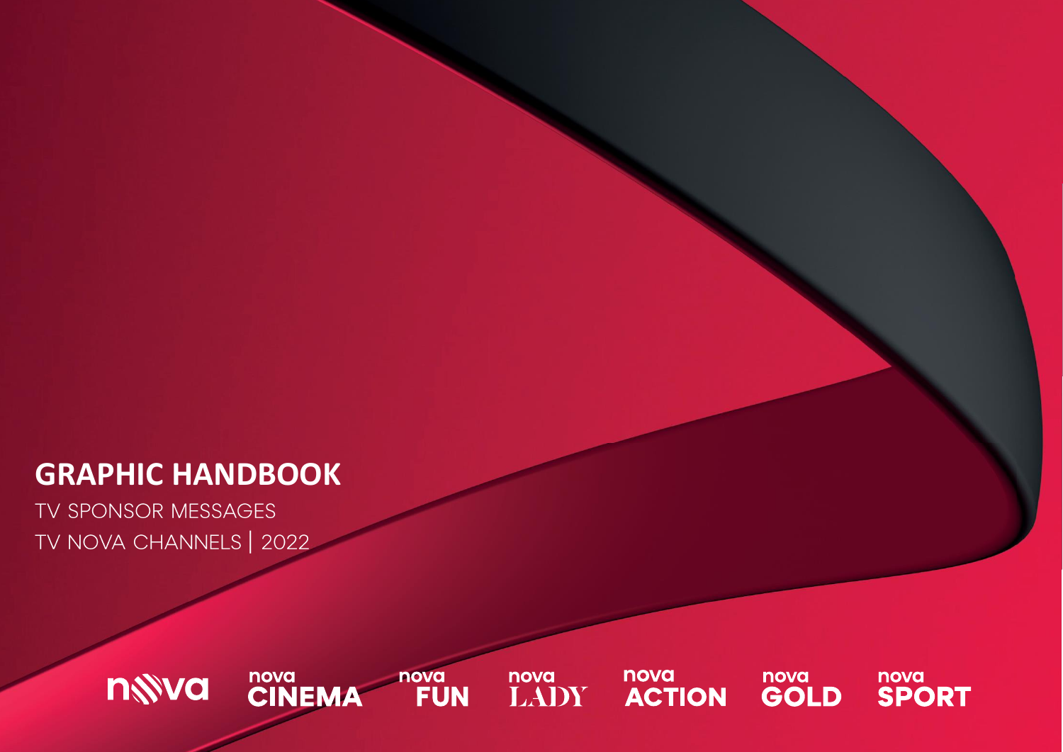# GRAPHIC HANDBOOK

TV SPONSOR MESSAGES

TV NOVA CHANNELS | 2022

nova | nova CINEMA | nova FUN | nova LADY | nova ACTION | nova GOLD | nova SPORT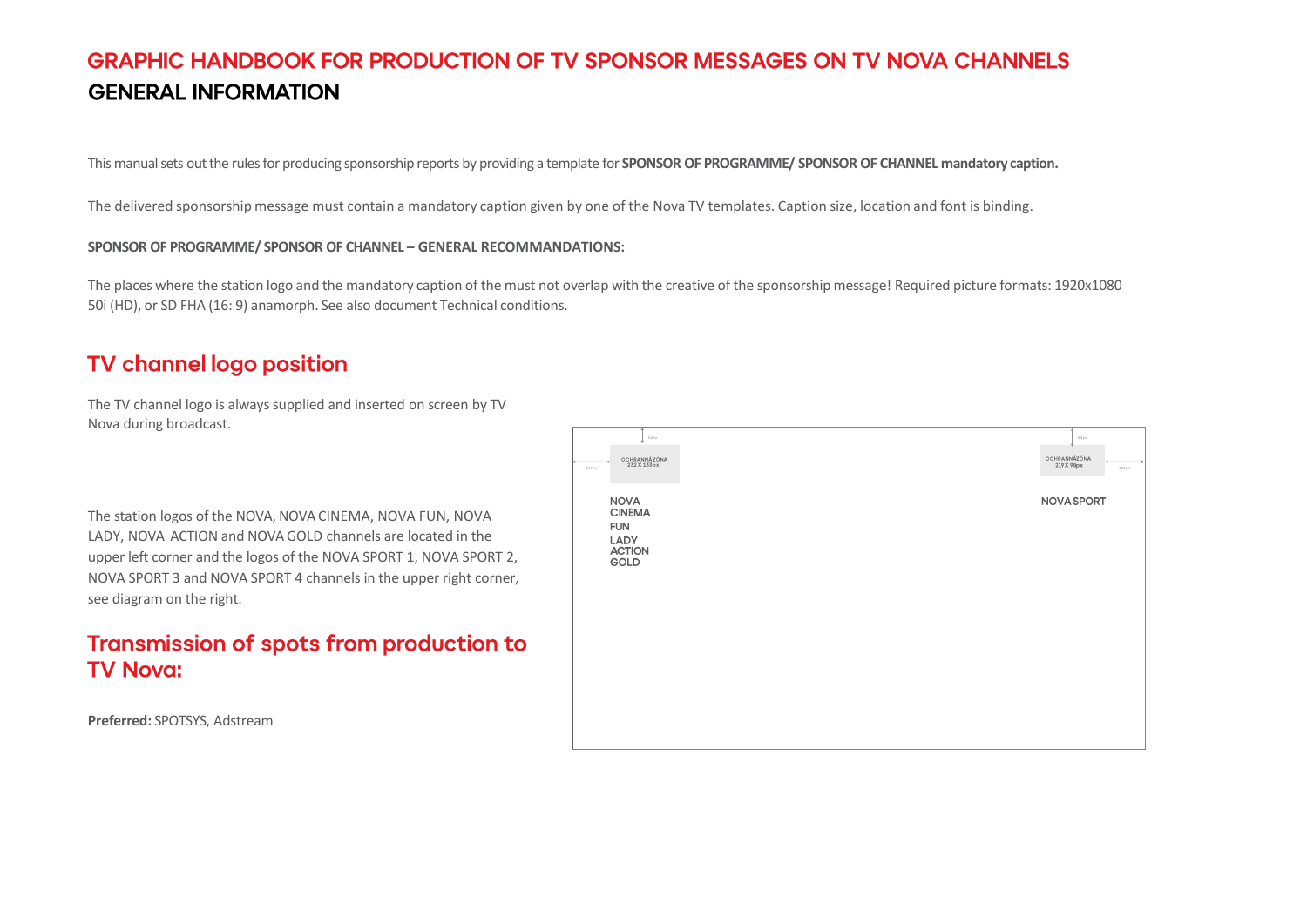# GRAPHIC HANDBOOK FOR PRODUCTION OF TV SPONSOR MESSAGES ON TV NOVA CHANNELS

## GENERAL INFORMATION

This manual sets out the rules for producing sponsorship reports by providing a template for **SPONSOR OF PROGRAMME/ SPONSOR OF CHANNEL mandatory caption.**

The delivered sponsorship message must contain a mandatory caption given by one of the Nova TV templates. Caption size, location and font is binding.

**SPONSOR OF PROGRAMME/ SPONSOR OF CHANNEL – GENERAL RECOMMANDATIONS:**

The places where the station logo and the mandatory caption of the must not overlap with the creative of the sponsorship message! Required picture formats: 1920x1080 50i (HD), or SD FHA (16: 9) anamorph. See also document Technical conditions.

## TV channel logo position

The TV channel logo is always supplied and inserted on screen by TV Nova during broadcast.

The station logos of the NOVA, NOVA CINEMA, NOVA FUN, NOVA LADY, NOVA ACTION and NOVA GOLD channels are located in the upper left corner and the logos of the NOVA SPORT 1, NOVA SPORT 2, NOVA SPORT 3 and NOVA SPORT 4 channels in the upper right corner, see diagram on the right.

OCHRANNÁ ZÓNA 232 X 133px

NOVA
CINEMA
FUN
LADY
ACTION
GOLD

OCHRANNÁ ZÓNA 219 X 98px

NOVA SPORT

## Transmission of spots from production to TV Nova:

**Preferred:** SPOTSYS, Adstream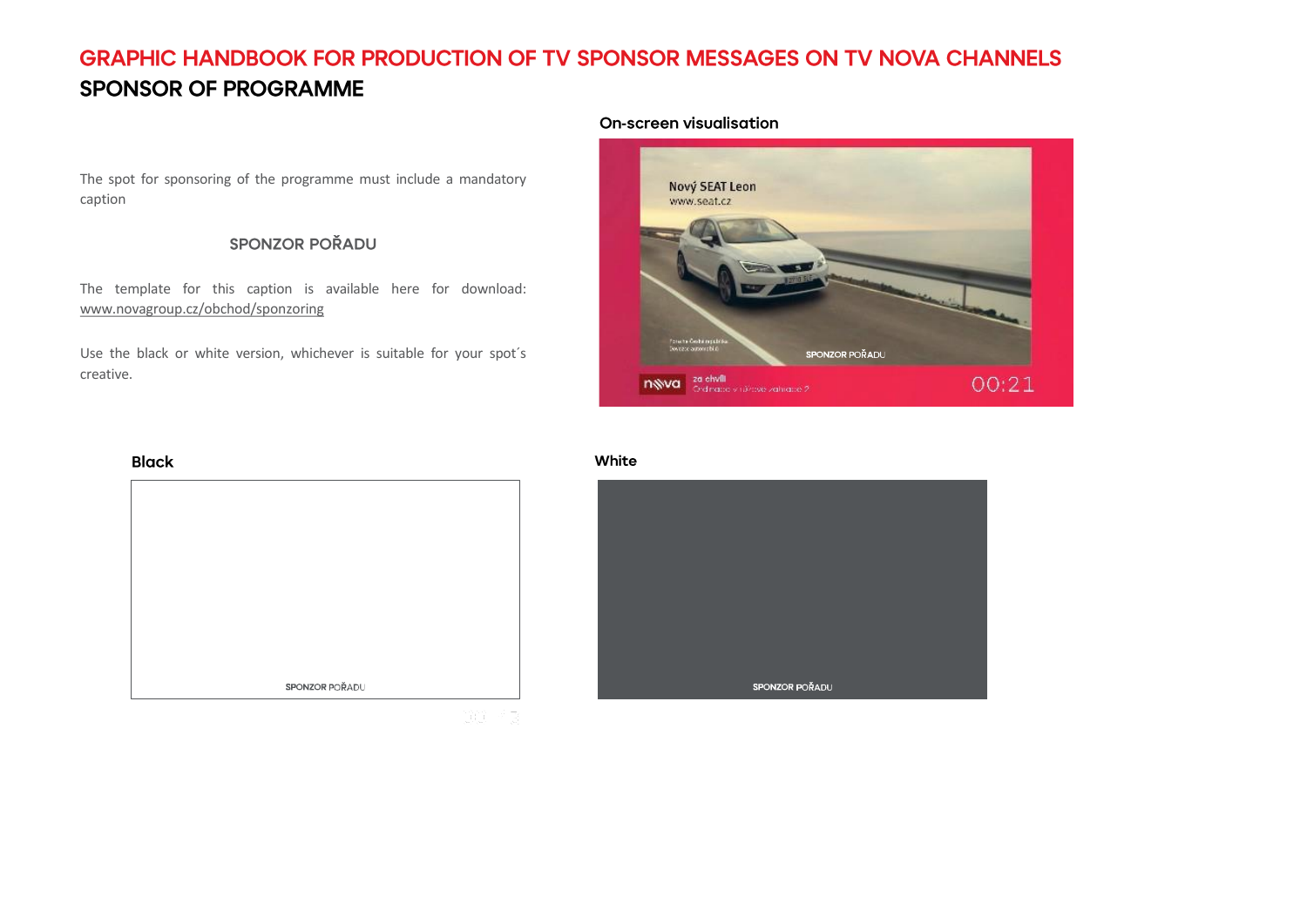# GRAPHIC HANDBOOK FOR PRODUCTION OF TV SPONSOR MESSAGES ON TV NOVA CHANNELS

## SPONSOR OF PROGRAMME

The spot for sponsoring of the programme must include a mandatory caption

**SPONZOR POŘADU**

The template for this caption is available here for download: www.novagroup.cz/obchod/sponzoring

Use the black or white version, whichever is suitable for your spot´s creative.

### On-screen visualisation

Nový SEAT Leon
www.seat.cz

SPONZOR POŘADU

za chvíli

00:21

### Black

SPONZOR POŘADU

### White

SPONZOR POŘADU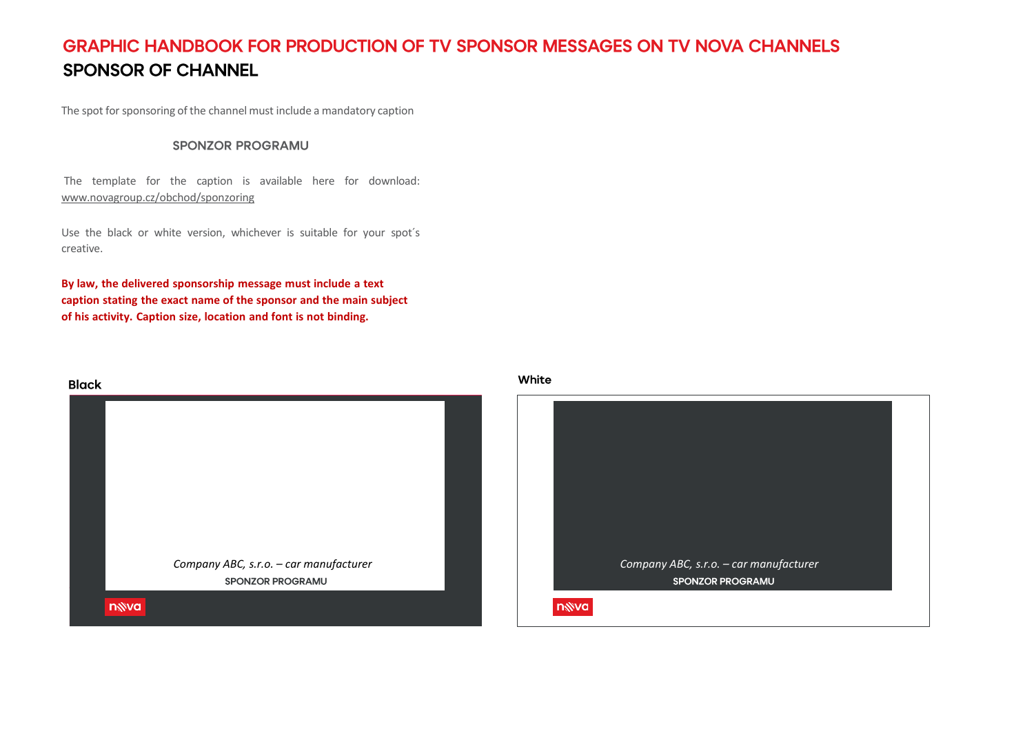# GRAPHIC HANDBOOK FOR PRODUCTION OF TV SPONSOR MESSAGES ON TV NOVA CHANNELS

## SPONSOR OF CHANNEL

The spot for sponsoring of the channel must include a mandatory caption

SPONZOR PROGRAMU

The template for the caption is available here for download: www.novagroup.cz/obchod/sponzoring

Use the black or white version, whichever is suitable for your spot´s creative.

**By law, the delivered sponsorship message must include a text caption stating the exact name of the sponsor and the main subject of his activity. Caption size, location and font is not binding.**

**Black**

*Company ABC, s.r.o. – car manufacturer*

SPONZOR PROGRAMU

nova

**White**

*Company ABC, s.r.o. – car manufacturer*

SPONZOR PROGRAMU

nova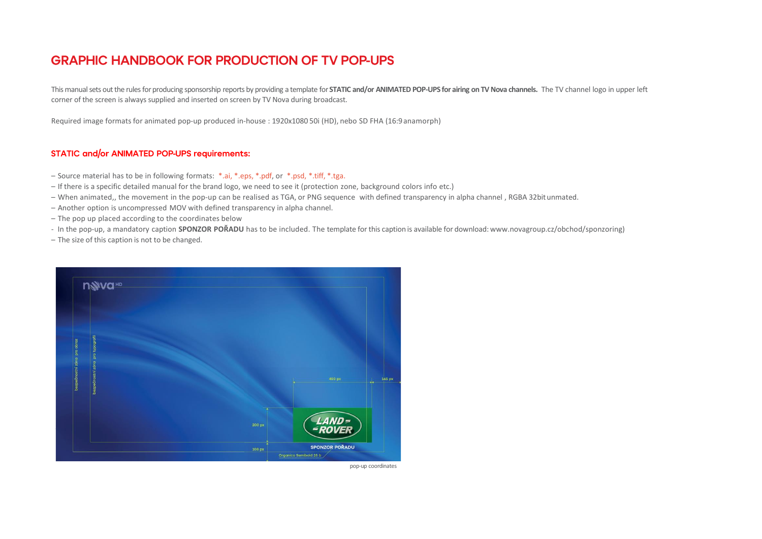# GRAPHIC HANDBOOK FOR PRODUCTION OF TV POP-UPS

This manual sets out the rules for producing sponsorship reports by providing a template for **STATIC and/or ANIMATED POP-UPS for airing on TV Nova channels.** The TV channel logo in upper left corner of the screen is always supplied and inserted on screen by TV Nova during broadcast.

Required image formats for animated pop-up produced in-house : 1920x1080 50i (HD), nebo SD FHA (16:9 anamorph)

## STATIC and/or ANIMATED POP-UPS requirements:

– Source material has to be in following formats: *.ai, *.eps, *.pdf, or *.psd, *.tiff, *.tga.
– If there is a specific detailed manual for the brand logo, we need to see it (protection zone, background colors info etc.)
– When animated,, the movement in the pop-up can be realised as TGA, or PNG sequence with defined transparency in alpha channel , RGBA 32bit unmated.
– Another option is uncompressed MOV with defined transparency in alpha channel.
– The pop up placed according to the coordinates below
- In the pop-up, a mandatory caption **SPONZOR POŘADU** has to be included. The template for this caption is available for download: www.novagroup.cz/obchod/sponzoring)
– The size of this caption is not to be changed.

nova HD

bezpečnostní zóna pro obraz

bezpečnostní zóna pro typografii

460 px

166 px

200 px

108 px

LAND ROVER

SPONZOR POŘADU

Organica Semibold 25 b

pop-up coordinates